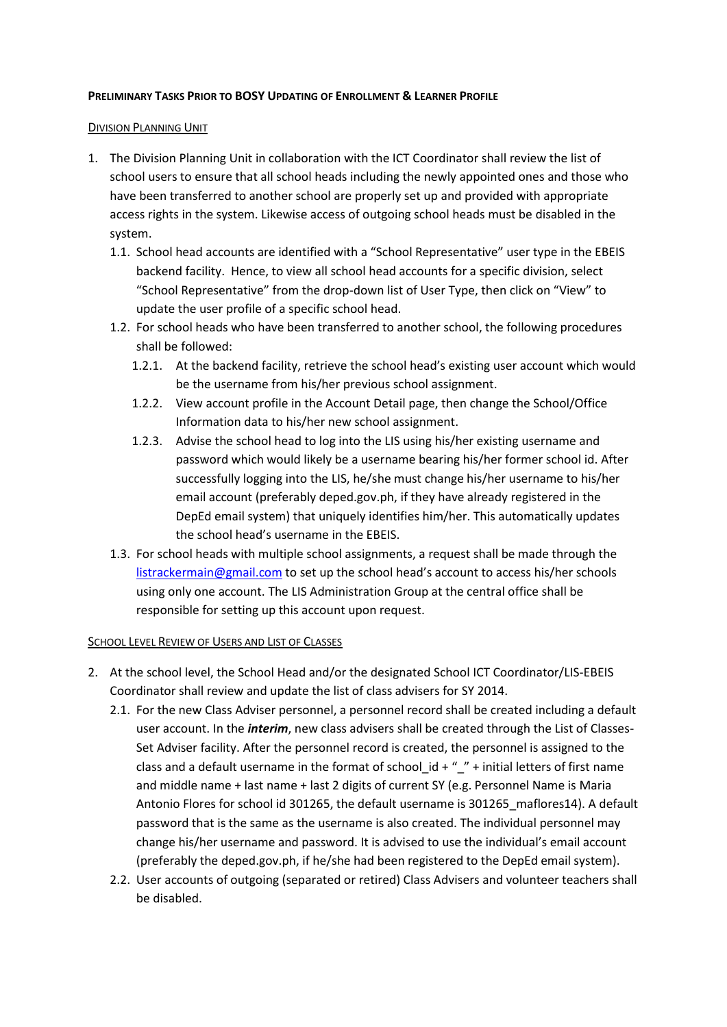**PRELIMINARY TASKS PRIOR TO BOSY UPDATING OF ENROLLMENT & LEARNER PROFILE**

DIVISION PLANNING UNIT

1. The Division Planning Unit in collaboration with the ICT Coordinator shall review the list of school users to ensure that all school heads including the newly appointed ones and those who have been transferred to another school are properly set up and provided with appropriate access rights in the system. Likewise access of outgoing school heads must be disabled in the system.
   1.1. School head accounts are identified with a "School Representative" user type in the EBEIS backend facility. Hence, to view all school head accounts for a specific division, select "School Representative" from the drop-down list of User Type, then click on "View" to update the user profile of a specific school head.
   1.2. For school heads who have been transferred to another school, the following procedures shall be followed:
      1.2.1. At the backend facility, retrieve the school head's existing user account which would be the username from his/her previous school assignment.
      1.2.2. View account profile in the Account Detail page, then change the School/Office Information data to his/her new school assignment.
      1.2.3. Advise the school head to log into the LIS using his/her existing username and password which would likely be a username bearing his/her former school id. After successfully logging into the LIS, he/she must change his/her username to his/her email account (preferably deped.gov.ph, if they have already registered in the DepEd email system) that uniquely identifies him/her. This automatically updates the school head's username in the EBEIS.
   1.3. For school heads with multiple school assignments, a request shall be made through the listrackermain@gmail.com to set up the school head's account to access his/her schools using only one account. The LIS Administration Group at the central office shall be responsible for setting up this account upon request.

SCHOOL LEVEL REVIEW OF USERS AND LIST OF CLASSES

2. At the school level, the School Head and/or the designated School ICT Coordinator/LIS-EBEIS Coordinator shall review and update the list of class advisers for SY 2014.
   2.1. For the new Class Adviser personnel, a personnel record shall be created including a default user account. In the ***interim***, new class advisers shall be created through the List of Classes-Set Adviser facility. After the personnel record is created, the personnel is assigned to the class and a default username in the format of school_id + "_" + initial letters of first name and middle name + last name + last 2 digits of current SY (e.g. Personnel Name is Maria Antonio Flores for school id 301265, the default username is 301265_maflores14). A default password that is the same as the username is also created. The individual personnel may change his/her username and password. It is advised to use the individual's email account (preferably the deped.gov.ph, if he/she had been registered to the DepEd email system).
   2.2. User accounts of outgoing (separated or retired) Class Advisers and volunteer teachers shall be disabled.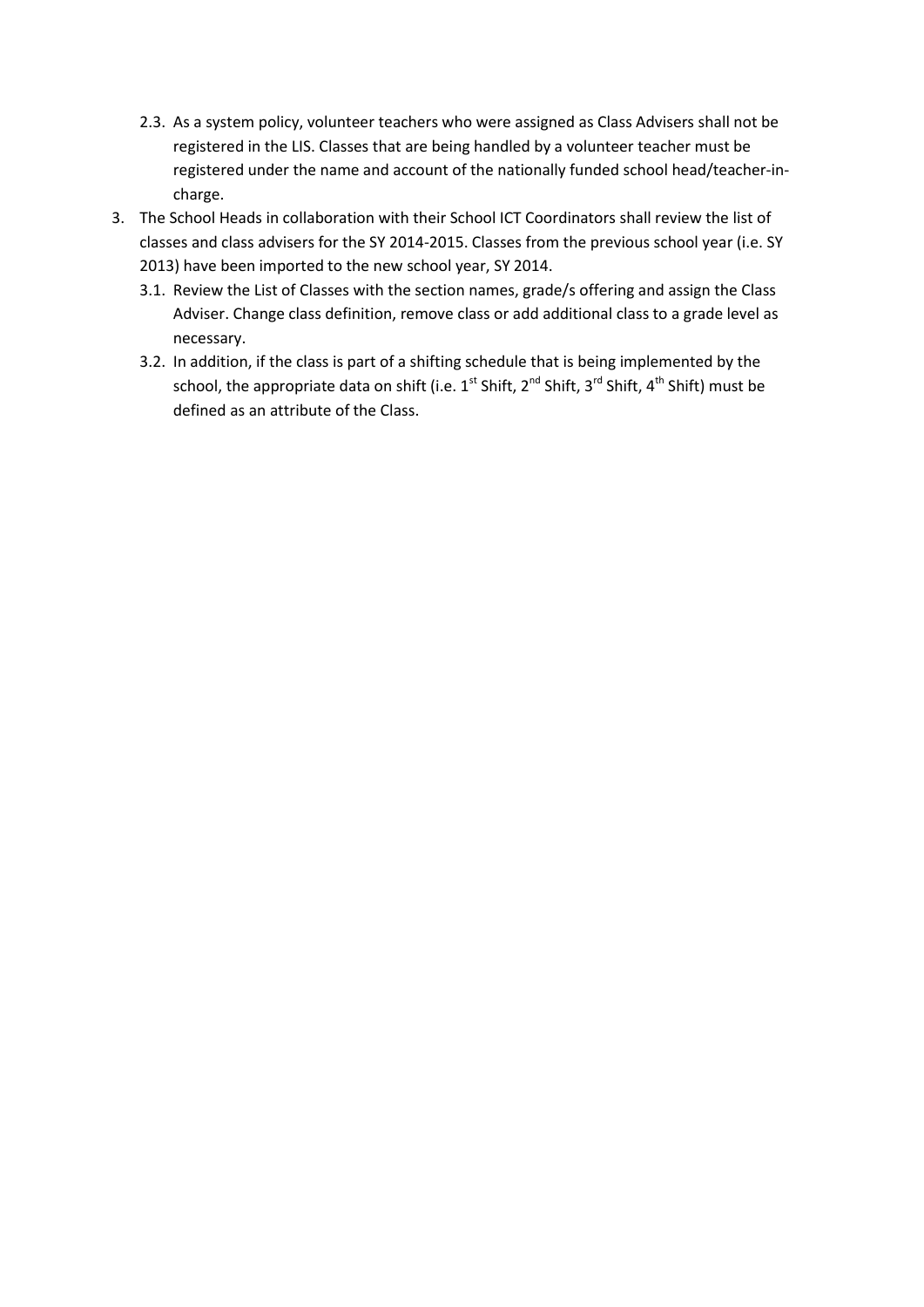2.3. As a system policy, volunteer teachers who were assigned as Class Advisers shall not be registered in the LIS. Classes that are being handled by a volunteer teacher must be registered under the name and account of the nationally funded school head/teacher-in-charge.

3. The School Heads in collaboration with their School ICT Coordinators shall review the list of classes and class advisers for the SY 2014-2015. Classes from the previous school year (i.e. SY 2013) have been imported to the new school year, SY 2014.

   3.1. Review the List of Classes with the section names, grade/s offering and assign the Class Adviser. Change class definition, remove class or add additional class to a grade level as necessary.

   3.2. In addition, if the class is part of a shifting schedule that is being implemented by the school, the appropriate data on shift (i.e. 1st Shift, 2nd Shift, 3rd Shift, 4th Shift) must be defined as an attribute of the Class.